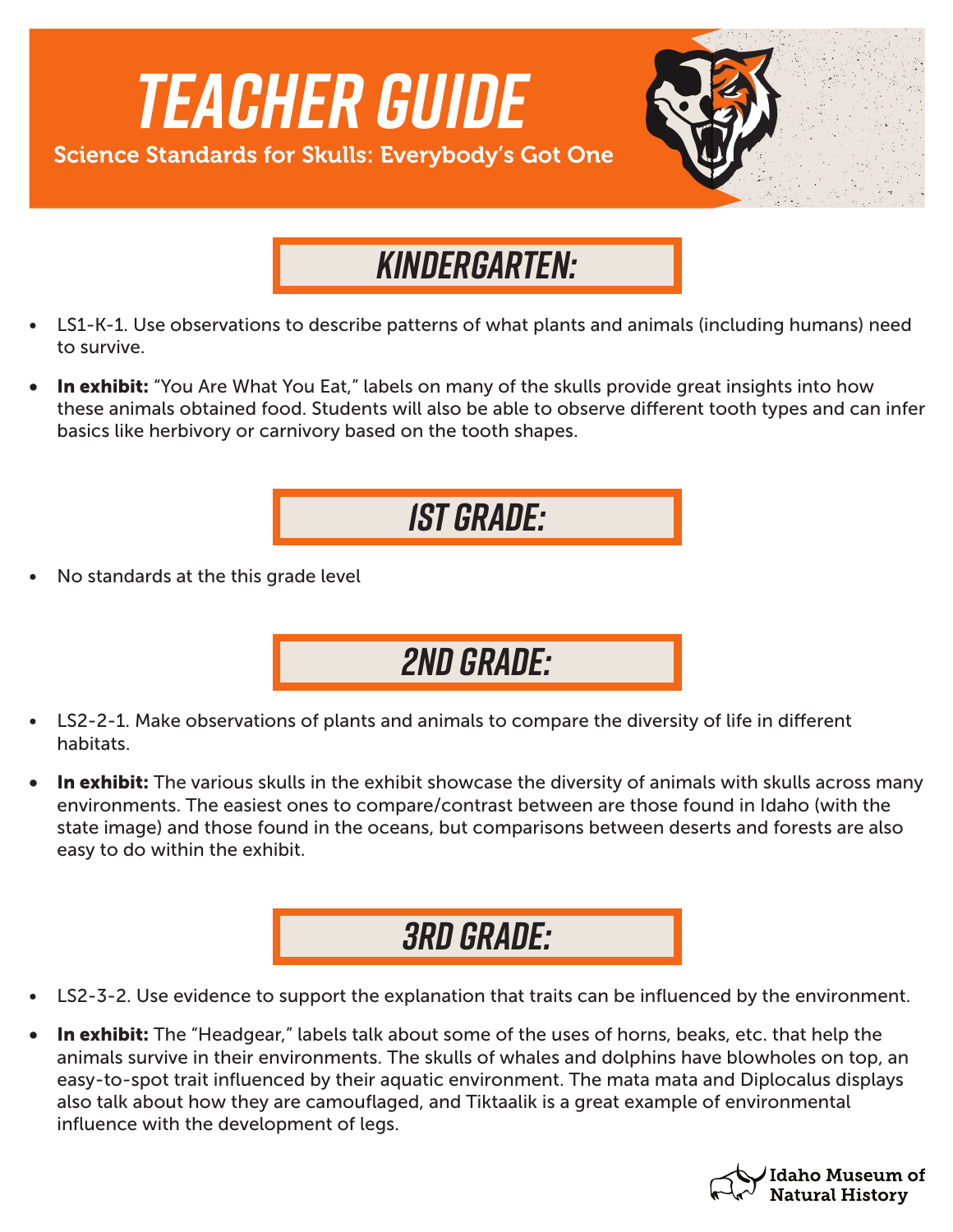# TEACHER GUIDE

Science Standards for Skulls: Everybody's Got One

## KINDERGARTEN:

- LS1-K-1. Use observations to describe patterns of what plants and animals (including humans) need to survive.
- **In exhibit:** "You Are What You Eat," labels on many of the skulls provide great insights into how these animals obtained food. Students will also be able to observe different tooth types and can infer basics like herbivory or carnivory based on the tooth shapes.

## 1ST GRADE:

- No standards at the this grade level

## 2ND GRADE:

- LS2-2-1. Make observations of plants and animals to compare the diversity of life in different habitats.
- **In exhibit:** The various skulls in the exhibit showcase the diversity of animals with skulls across many environments. The easiest ones to compare/contrast between are those found in Idaho (with the state image) and those found in the oceans, but comparisons between deserts and forests are also easy to do within the exhibit.

## 3RD GRADE:

- LS2-3-2. Use evidence to support the explanation that traits can be influenced by the environment.
- **In exhibit:** The "Headgear," labels talk about some of the uses of horns, beaks, etc. that help the animals survive in their environments. The skulls of whales and dolphins have blowholes on top, an easy-to-spot trait influenced by their aquatic environment. The mata mata and Diplocalus displays also talk about how they are camouflaged, and Tiktaalik is a great example of environmental influence with the development of legs.

Idaho Museum of Natural History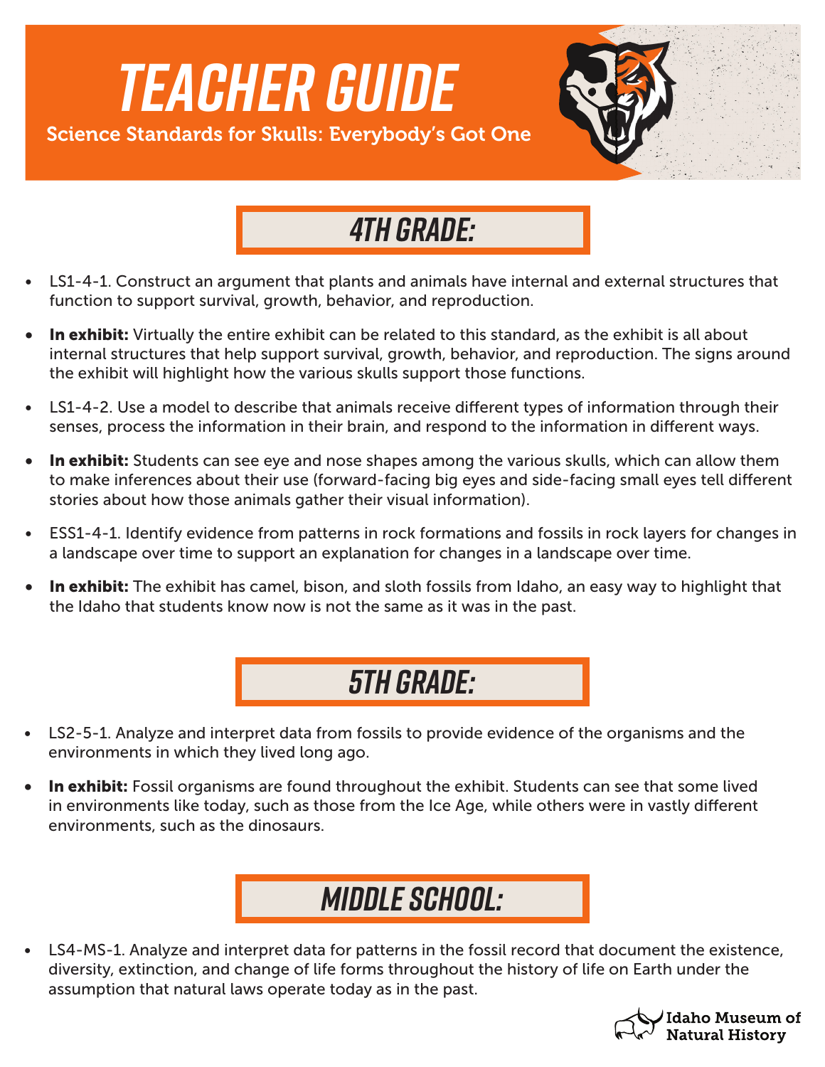# TEACHER GUIDE

Science Standards for Skulls: Everybody's Got One

## 4TH GRADE:

- LS1-4-1. Construct an argument that plants and animals have internal and external structures that function to support survival, growth, behavior, and reproduction.
- **In exhibit:** Virtually the entire exhibit can be related to this standard, as the exhibit is all about internal structures that help support survival, growth, behavior, and reproduction. The signs around the exhibit will highlight how the various skulls support those functions.
- LS1-4-2. Use a model to describe that animals receive different types of information through their senses, process the information in their brain, and respond to the information in different ways.
- **In exhibit:** Students can see eye and nose shapes among the various skulls, which can allow them to make inferences about their use (forward-facing big eyes and side-facing small eyes tell different stories about how those animals gather their visual information).
- ESS1-4-1. Identify evidence from patterns in rock formations and fossils in rock layers for changes in a landscape over time to support an explanation for changes in a landscape over time.
- **In exhibit:** The exhibit has camel, bison, and sloth fossils from Idaho, an easy way to highlight that the Idaho that students know now is not the same as it was in the past.

## 5TH GRADE:

- LS2-5-1. Analyze and interpret data from fossils to provide evidence of the organisms and the environments in which they lived long ago.
- **In exhibit:** Fossil organisms are found throughout the exhibit. Students can see that some lived in environments like today, such as those from the Ice Age, while others were in vastly different environments, such as the dinosaurs.

## MIDDLE SCHOOL:

- LS4-MS-1. Analyze and interpret data for patterns in the fossil record that document the existence, diversity, extinction, and change of life forms throughout the history of life on Earth under the assumption that natural laws operate today as in the past.

Idaho Museum of Natural History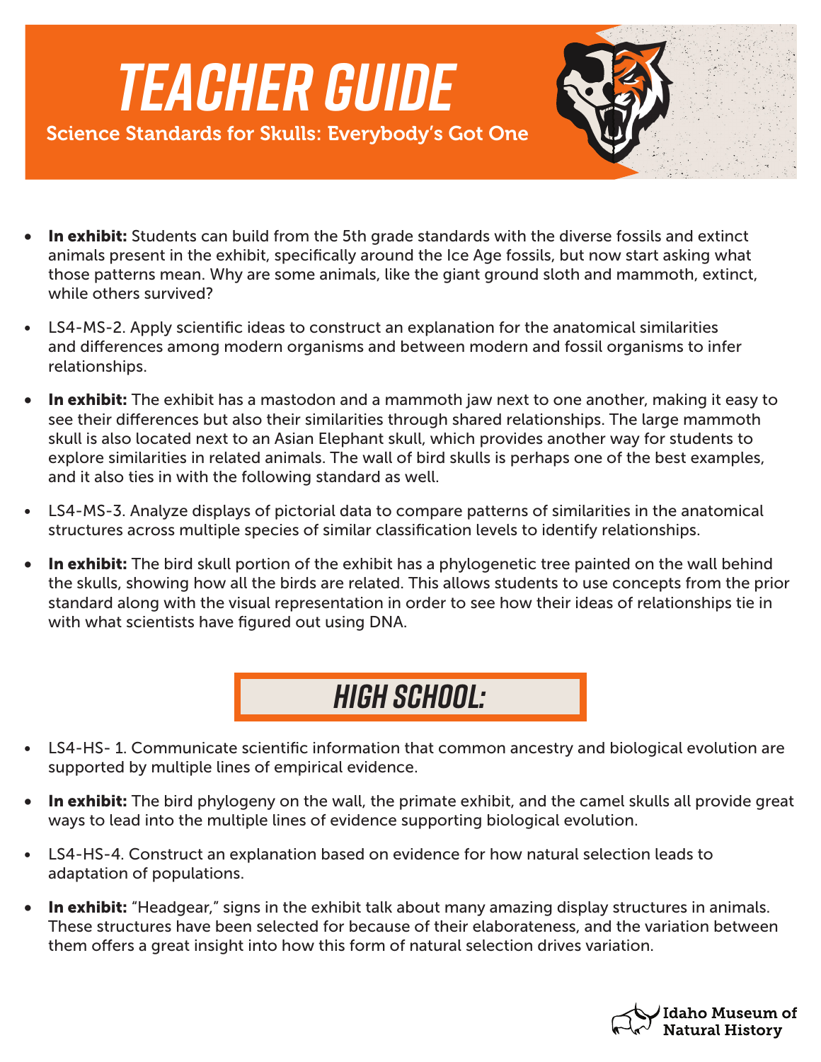# TEACHER GUIDE

Science Standards for Skulls: Everybody's Got One

- **In exhibit:** Students can build from the 5th grade standards with the diverse fossils and extinct animals present in the exhibit, specifically around the Ice Age fossils, but now start asking what those patterns mean. Why are some animals, like the giant ground sloth and mammoth, extinct, while others survived?
- LS4-MS-2. Apply scientific ideas to construct an explanation for the anatomical similarities and differences among modern organisms and between modern and fossil organisms to infer relationships.
- **In exhibit:** The exhibit has a mastodon and a mammoth jaw next to one another, making it easy to see their differences but also their similarities through shared relationships. The large mammoth skull is also located next to an Asian Elephant skull, which provides another way for students to explore similarities in related animals. The wall of bird skulls is perhaps one of the best examples, and it also ties in with the following standard as well.
- LS4-MS-3. Analyze displays of pictorial data to compare patterns of similarities in the anatomical structures across multiple species of similar classification levels to identify relationships.
- **In exhibit:** The bird skull portion of the exhibit has a phylogenetic tree painted on the wall behind the skulls, showing how all the birds are related. This allows students to use concepts from the prior standard along with the visual representation in order to see how their ideas of relationships tie in with what scientists have figured out using DNA.

## HIGH SCHOOL:

- LS4-HS- 1. Communicate scientific information that common ancestry and biological evolution are supported by multiple lines of empirical evidence.
- **In exhibit:** The bird phylogeny on the wall, the primate exhibit, and the camel skulls all provide great ways to lead into the multiple lines of evidence supporting biological evolution.
- LS4-HS-4. Construct an explanation based on evidence for how natural selection leads to adaptation of populations.
- **In exhibit:** "Headgear," signs in the exhibit talk about many amazing display structures in animals. These structures have been selected for because of their elaborateness, and the variation between them offers a great insight into how this form of natural selection drives variation.

Idaho Museum of Natural History